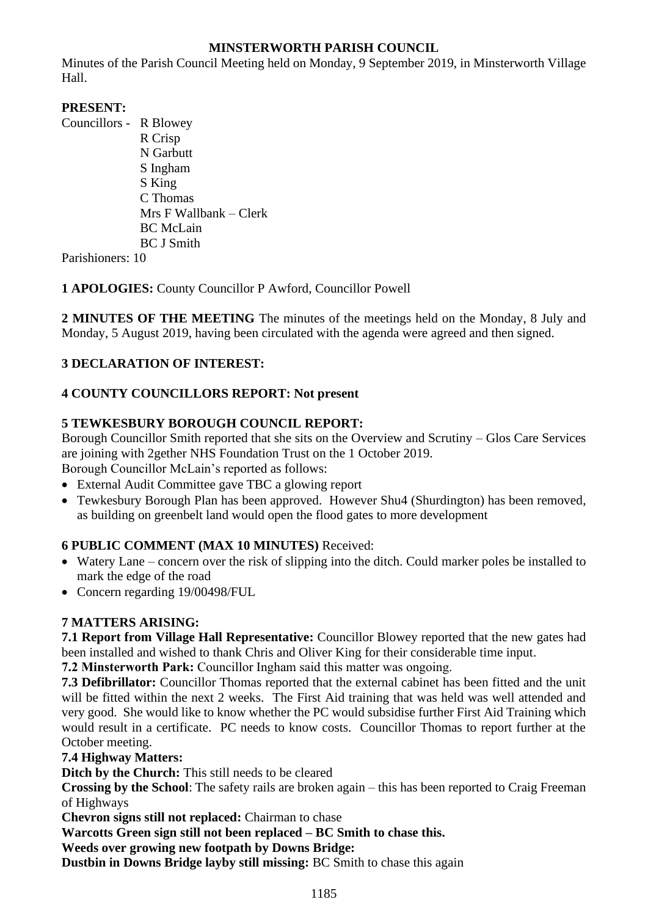# MINSTERWORTH PARISH COUNCIL

Minutes of the Parish Council Meeting held on Monday, 9 September 2019, in Minsterworth Village Hall.

**PRESENT:**

Councillors - R Blowey
R Crisp
N Garbutt
S Ingham
S King
C Thomas
Mrs F Wallbank – Clerk
BC McLain
BC J Smith

Parishioners: 10

**1 APOLOGIES:** County Councillor P Awford, Councillor Powell

**2 MINUTES OF THE MEETING** The minutes of the meetings held on the Monday, 8 July and Monday, 5 August 2019, having been circulated with the agenda were agreed and then signed.

**3 DECLARATION OF INTEREST:**

**4 COUNTY COUNCILLORS REPORT: Not present**

**5 TEWKESBURY BOROUGH COUNCIL REPORT:**

Borough Councillor Smith reported that she sits on the Overview and Scrutiny – Glos Care Services are joining with 2gether NHS Foundation Trust on the 1 October 2019.

Borough Councillor McLain's reported as follows:

- External Audit Committee gave TBC a glowing report
- Tewkesbury Borough Plan has been approved. However Shu4 (Shurdington) has been removed, as building on greenbelt land would open the flood gates to more development

**6 PUBLIC COMMENT (MAX 10 MINUTES)** Received:

- Watery Lane – concern over the risk of slipping into the ditch. Could marker poles be installed to mark the edge of the road
- Concern regarding 19/00498/FUL

**7 MATTERS ARISING:**

**7.1 Report from Village Hall Representative:** Councillor Blowey reported that the new gates had been installed and wished to thank Chris and Oliver King for their considerable time input.

**7.2 Minsterworth Park:** Councillor Ingham said this matter was ongoing.

**7.3 Defibrillator:** Councillor Thomas reported that the external cabinet has been fitted and the unit will be fitted within the next 2 weeks. The First Aid training that was held was well attended and very good. She would like to know whether the PC would subsidise further First Aid Training which would result in a certificate. PC needs to know costs. Councillor Thomas to report further at the October meeting.

**7.4 Highway Matters:**

**Ditch by the Church:** This still needs to be cleared

**Crossing by the School**: The safety rails are broken again – this has been reported to Craig Freeman of Highways

**Chevron signs still not replaced:** Chairman to chase

**Warcotts Green sign still not been replaced – BC Smith to chase this.**

**Weeds over growing new footpath by Downs Bridge:**

**Dustbin in Downs Bridge layby still missing:** BC Smith to chase this again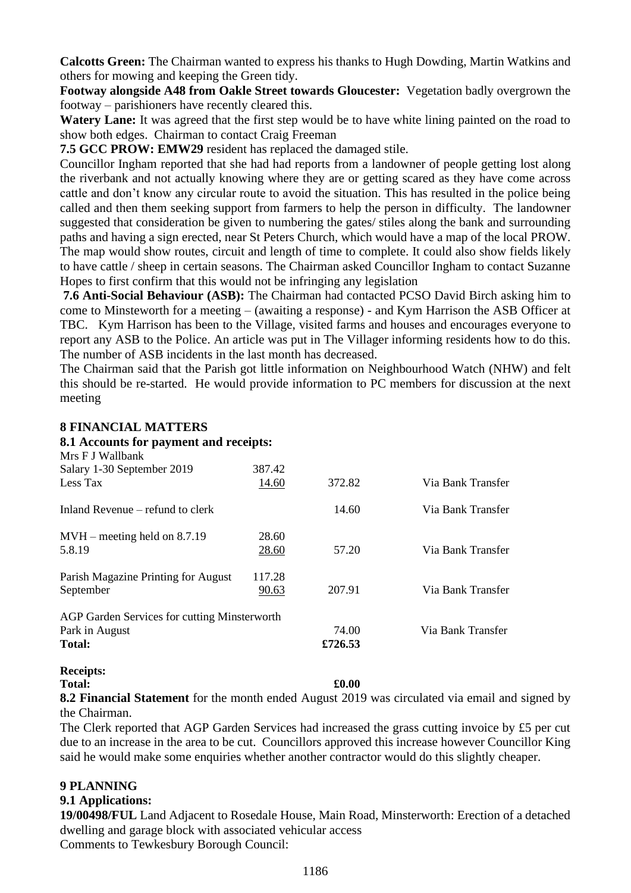**Calcotts Green:** The Chairman wanted to express his thanks to Hugh Dowding, Martin Watkins and others for mowing and keeping the Green tidy.

**Footway alongside A48 from Oakle Street towards Gloucester:** Vegetation badly overgrown the footway – parishioners have recently cleared this.

**Watery Lane:** It was agreed that the first step would be to have white lining painted on the road to show both edges. Chairman to contact Craig Freeman

**7.5 GCC PROW: EMW29** resident has replaced the damaged stile.

Councillor Ingham reported that she had had reports from a landowner of people getting lost along the riverbank and not actually knowing where they are or getting scared as they have come across cattle and don't know any circular route to avoid the situation. This has resulted in the police being called and then them seeking support from farmers to help the person in difficulty. The landowner suggested that consideration be given to numbering the gates/ stiles along the bank and surrounding paths and having a sign erected, near St Peters Church, which would have a map of the local PROW. The map would show routes, circuit and length of time to complete. It could also show fields likely to have cattle / sheep in certain seasons. The Chairman asked Councillor Ingham to contact Suzanne Hopes to first confirm that this would not be infringing any legislation

**7.6 Anti-Social Behaviour (ASB):** The Chairman had contacted PCSO David Birch asking him to come to Minsteworth for a meeting – (awaiting a response) - and Kym Harrison the ASB Officer at TBC. Kym Harrison has been to the Village, visited farms and houses and encourages everyone to report any ASB to the Police. An article was put in The Villager informing residents how to do this. The number of ASB incidents in the last month has decreased.

The Chairman said that the Parish got little information on Neighbourhood Watch (NHW) and felt this should be re-started. He would provide information to PC members for discussion at the next meeting

## 8 FINANCIAL MATTERS

### 8.1 Accounts for payment and receipts:

| | | | |
|---|---|---|---|
| Mrs F J Wallbank | | | |
| Salary 1-30 September 2019 | 387.42 | | |
| Less Tax | 14.60 | 372.82 | Via Bank Transfer |
| Inland Revenue – refund to clerk | | 14.60 | Via Bank Transfer |
| MVH – meeting held on 8.7.19 | 28.60 | | |
| 5.8.19 | 28.60 | 57.20 | Via Bank Transfer |
| Parish Magazine Printing for August | 117.28 | | |
| September | 90.63 | 207.91 | Via Bank Transfer |
| AGP Garden Services for cutting Minsterworth | | | |
| Park in August | | 74.00 | Via Bank Transfer |
| **Total:** | | **£726.53** | |

**Receipts:**

**Total:** **£0.00**

**8.2 Financial Statement** for the month ended August 2019 was circulated via email and signed by the Chairman.

The Clerk reported that AGP Garden Services had increased the grass cutting invoice by £5 per cut due to an increase in the area to be cut. Councillors approved this increase however Councillor King said he would make some enquiries whether another contractor would do this slightly cheaper.

## 9 PLANNING

### 9.1 Applications:

**19/00498/FUL** Land Adjacent to Rosedale House, Main Road, Minsterworth: Erection of a detached dwelling and garage block with associated vehicular access

Comments to Tewkesbury Borough Council: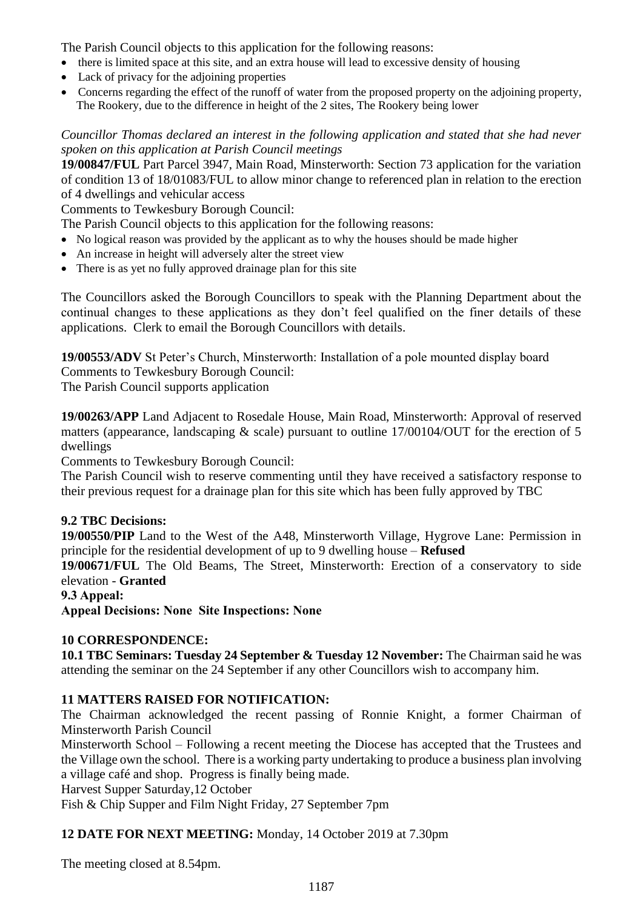The Parish Council objects to this application for the following reasons:

- there is limited space at this site, and an extra house will lead to excessive density of housing
- Lack of privacy for the adjoining properties
- Concerns regarding the effect of the runoff of water from the proposed property on the adjoining property, The Rookery, due to the difference in height of the 2 sites, The Rookery being lower

*Councillor Thomas declared an interest in the following application and stated that she had never spoken on this application at Parish Council meetings*

**19/00847/FUL** Part Parcel 3947, Main Road, Minsterworth: Section 73 application for the variation of condition 13 of 18/01083/FUL to allow minor change to referenced plan in relation to the erection of 4 dwellings and vehicular access

Comments to Tewkesbury Borough Council:

The Parish Council objects to this application for the following reasons:

- No logical reason was provided by the applicant as to why the houses should be made higher
- An increase in height will adversely alter the street view
- There is as yet no fully approved drainage plan for this site

The Councillors asked the Borough Councillors to speak with the Planning Department about the continual changes to these applications as they don't feel qualified on the finer details of these applications. Clerk to email the Borough Councillors with details.

**19/00553/ADV** St Peter's Church, Minsterworth: Installation of a pole mounted display board

Comments to Tewkesbury Borough Council:

The Parish Council supports application

**19/00263/APP** Land Adjacent to Rosedale House, Main Road, Minsterworth: Approval of reserved matters (appearance, landscaping & scale) pursuant to outline 17/00104/OUT for the erection of 5 dwellings

Comments to Tewkesbury Borough Council:

The Parish Council wish to reserve commenting until they have received a satisfactory response to their previous request for a drainage plan for this site which has been fully approved by TBC

**9.2 TBC Decisions:**

**19/00550/PIP** Land to the West of the A48, Minsterworth Village, Hygrove Lane: Permission in principle for the residential development of up to 9 dwelling house – **Refused**

**19/00671/FUL** The Old Beams, The Street, Minsterworth: Erection of a conservatory to side elevation - **Granted**

**9.3 Appeal:**

**Appeal Decisions: None Site Inspections: None**

**10 CORRESPONDENCE:**

**10.1 TBC Seminars: Tuesday 24 September & Tuesday 12 November:** The Chairman said he was attending the seminar on the 24 September if any other Councillors wish to accompany him.

**11 MATTERS RAISED FOR NOTIFICATION:**

The Chairman acknowledged the recent passing of Ronnie Knight, a former Chairman of Minsterworth Parish Council

Minsterworth School – Following a recent meeting the Diocese has accepted that the Trustees and the Village own the school. There is a working party undertaking to produce a business plan involving a village café and shop. Progress is finally being made.

Harvest Supper Saturday,12 October

Fish & Chip Supper and Film Night Friday, 27 September 7pm

**12 DATE FOR NEXT MEETING:** Monday, 14 October 2019 at 7.30pm

The meeting closed at 8.54pm.